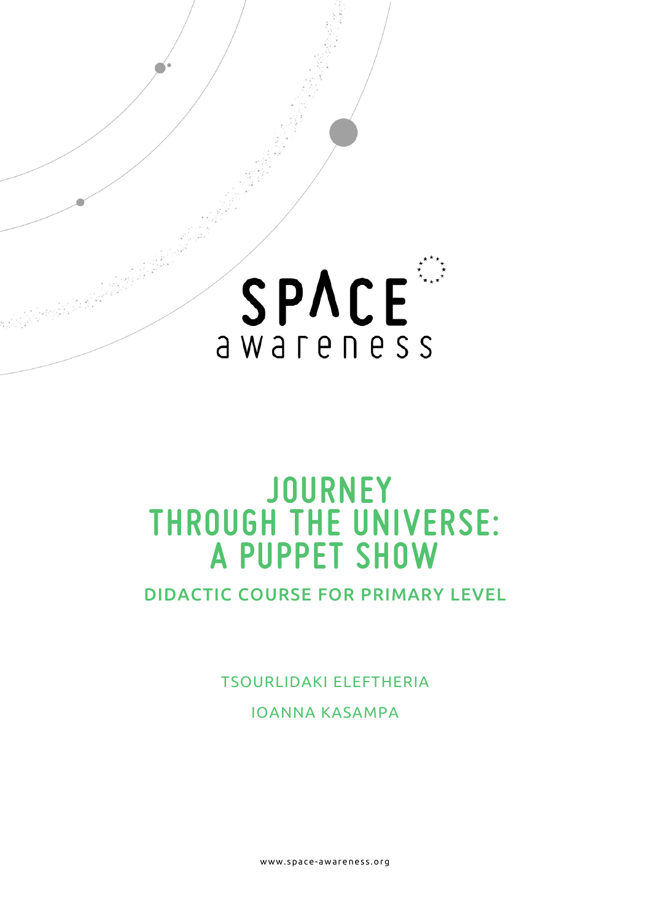SPACE awareness

# JOURNEY THROUGH THE UNIVERSE: A PUPPET SHOW

## DIDACTIC COURSE FOR PRIMARY LEVEL

TSOURLIDAKI ELEFTHERIA

IOANNA KASAMPA

www.space-awareness.org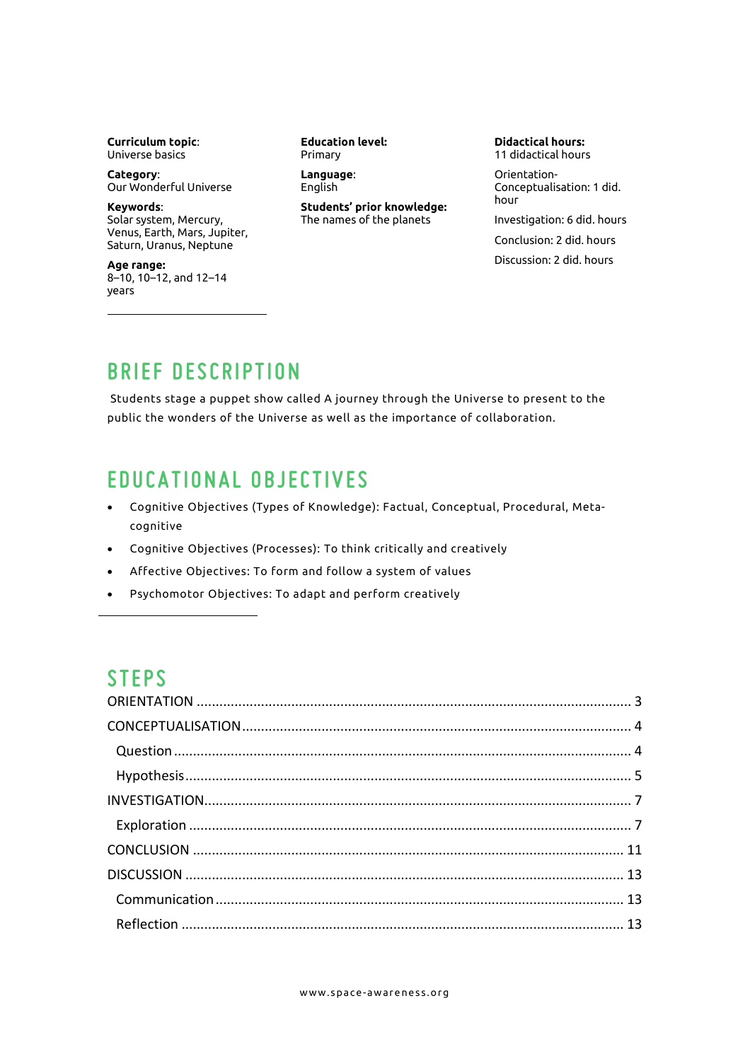**Curriculum topic**: Universe basics

**Category**: Our Wonderful Universe

**Keywords**: Solar system, Mercury, Venus, Earth, Mars, Jupiter, Saturn, Uranus, Neptune

**Age range:** 8–10, 10–12, and 12–14 years

**Education level:** Primary

**Language**: English

**Students' prior knowledge:** The names of the planets

**Didactical hours:** 11 didactical hours

Orientation-Conceptualisation: 1 did. hour

Investigation: 6 did. hours

Conclusion: 2 did. hours

Discussion: 2 did. hours

## BRIEF DESCRIPTION

Students stage a puppet show called A journey through the Universe to present to the public the wonders of the Universe as well as the importance of collaboration.

## EDUCATIONAL OBJECTIVES

- Cognitive Objectives (Types of Knowledge): Factual, Conceptual, Procedural, Meta-cognitive
- Cognitive Objectives (Processes): To think critically and creatively
- Affective Objectives: To form and follow a system of values
- Psychomotor Objectives: To adapt and perform creatively

## STEPS

ORIENTATION ........ 3

CONCEPTUALISATION ........ 4

- Question ........ 4
- Hypothesis ........ 5

INVESTIGATION ........ 7

- Exploration ........ 7

CONCLUSION ........ 11

DISCUSSION ........ 13

- Communication ........ 13
- Reflection ........ 13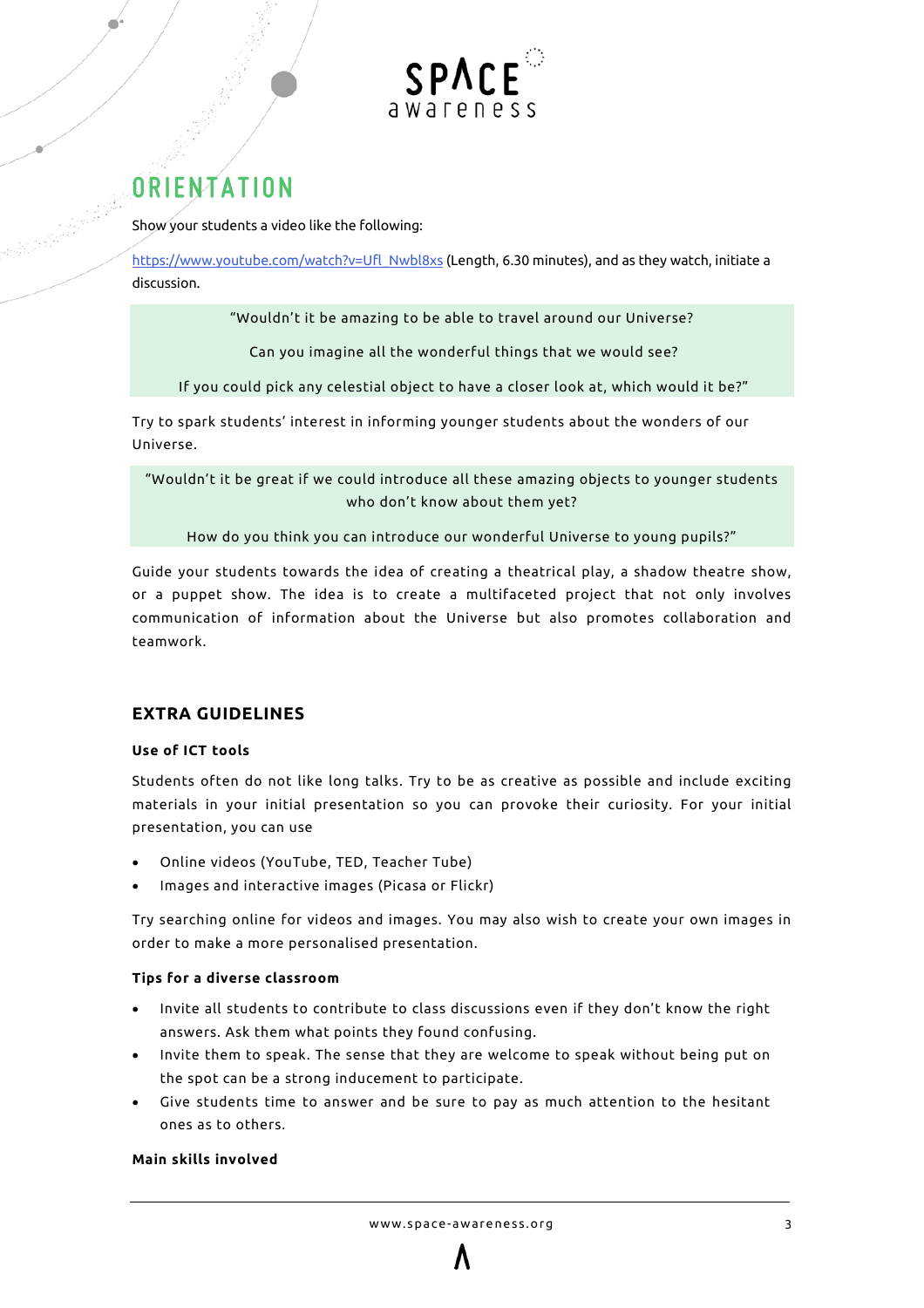# ORIENTATION

Show your students a video like the following:

https://www.youtube.com/watch?v=Ufl_Nwbl8xs (Length, 6.30 minutes), and as they watch, initiate a discussion.

> "Wouldn't it be amazing to be able to travel around our Universe?
>
> Can you imagine all the wonderful things that we would see?
>
> If you could pick any celestial object to have a closer look at, which would it be?"

Try to spark students' interest in informing younger students about the wonders of our Universe.

> "Wouldn't it be great if we could introduce all these amazing objects to younger students who don't know about them yet?
>
> How do you think you can introduce our wonderful Universe to young pupils?"

Guide your students towards the idea of creating a theatrical play, a shadow theatre show, or a puppet show. The idea is to create a multifaceted project that not only involves communication of information about the Universe but also promotes collaboration and teamwork.

## EXTRA GUIDELINES

### Use of ICT tools

Students often do not like long talks. Try to be as creative as possible and include exciting materials in your initial presentation so you can provoke their curiosity. For your initial presentation, you can use

- Online videos (YouTube, TED, Teacher Tube)
- Images and interactive images (Picasa or Flickr)

Try searching online for videos and images. You may also wish to create your own images in order to make a more personalised presentation.

### Tips for a diverse classroom

- Invite all students to contribute to class discussions even if they don't know the right answers. Ask them what points they found confusing.
- Invite them to speak. The sense that they are welcome to speak without being put on the spot can be a strong inducement to participate.
- Give students time to answer and be sure to pay as much attention to the hesitant ones as to others.

### Main skills involved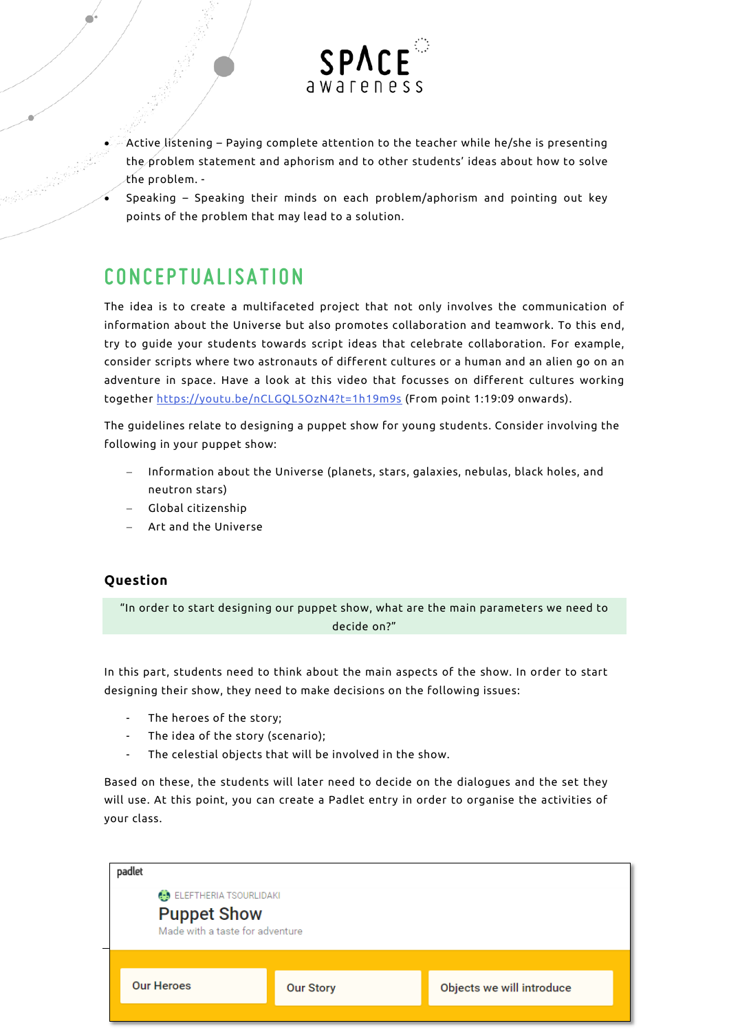- Active listening – Paying complete attention to the teacher while he/she is presenting the problem statement and aphorism and to other students' ideas about how to solve the problem. -
- Speaking – Speaking their minds on each problem/aphorism and pointing out key points of the problem that may lead to a solution.

## CONCEPTUALISATION

The idea is to create a multifaceted project that not only involves the communication of information about the Universe but also promotes collaboration and teamwork. To this end, try to guide your students towards script ideas that celebrate collaboration. For example, consider scripts where two astronauts of different cultures or a human and an alien go on an adventure in space. Have a look at this video that focusses on different cultures working together https://youtu.be/nCLGQL5OzN4?t=1h19m9s (From point 1:19:09 onwards).

The guidelines relate to designing a puppet show for young students. Consider involving the following in your puppet show:

- Information about the Universe (planets, stars, galaxies, nebulas, black holes, and neutron stars)
- Global citizenship
- Art and the Universe

### Question

"In order to start designing our puppet show, what are the main parameters we need to decide on?"

In this part, students need to think about the main aspects of the show. In order to start designing their show, they need to make decisions on the following issues:

- The heroes of the story;
- The idea of the story (scenario);
- The celestial objects that will be involved in the show.

Based on these, the students will later need to decide on the dialogues and the set they will use. At this point, you can create a Padlet entry in order to organise the activities of your class.

padlet

ELEFTHERIA TSOURLIDAKI

Puppet Show

Made with a taste for adventure

| Our Heroes | Our Story | Objects we will introduce |
|---|---|---|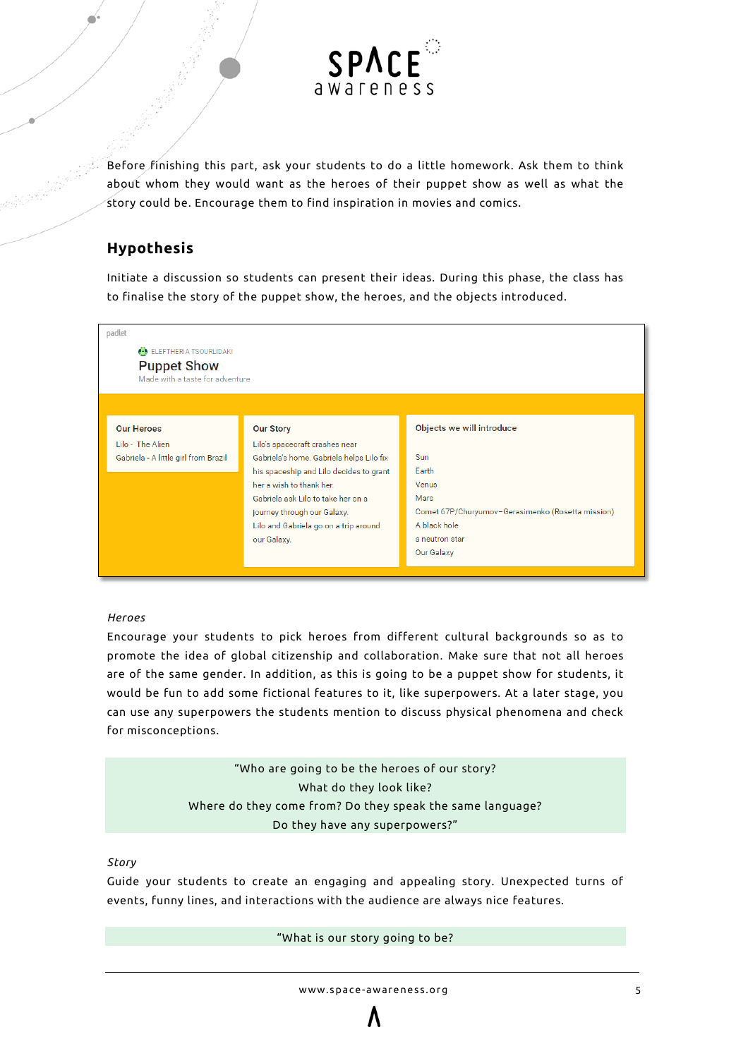Before finishing this part, ask your students to do a little homework. Ask them to think about whom they would want as the heroes of their puppet show as well as what the story could be. Encourage them to find inspiration in movies and comics.

## Hypothesis

Initiate a discussion so students can present their ideas. During this phase, the class has to finalise the story of the puppet show, the heroes, and the objects introduced.

padlet

ELEFTHERIA TSOURLIDAKI

**Puppet Show**

Made with a taste for adventure

| Our Heroes | Our Story | Objects we will introduce |
|---|---|---|
| Lilo - The Alien<br>Gabriela - A little girl from Brazil | Lilo's spacecraft crashes near Gabriela's home. Gabriela helps Lilo fix his spaceship and Lilo decides to grant her a wish to thank her.<br>Gabriela ask Lilo to take her on a journey through our Galaxy.<br>Lilo and Gabriela go on a trip around our Galaxy. | Sun<br>Earth<br>Venus<br>Mars<br>Comet 67P/Churyumov–Gerasimenko (Rosetta mission)<br>A black hole<br>a neutron star<br>Our Galaxy |

*Heroes*

Encourage your students to pick heroes from different cultural backgrounds so as to promote the idea of global citizenship and collaboration. Make sure that not all heroes are of the same gender. In addition, as this is going to be a puppet show for students, it would be fun to add some fictional features to it, like superpowers. At a later stage, you can use any superpowers the students mention to discuss physical phenomena and check for misconceptions.

"Who are going to be the heroes of our story?
What do they look like?
Where do they come from? Do they speak the same language?
Do they have any superpowers?"

*Story*

Guide your students to create an engaging and appealing story. Unexpected turns of events, funny lines, and interactions with the audience are always nice features.

"What is our story going to be?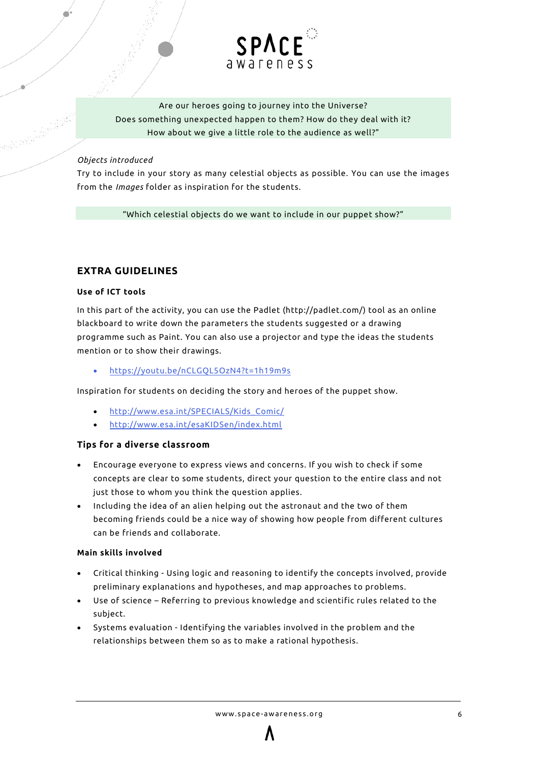Are our heroes going to journey into the Universe?
Does something unexpected happen to them? How do they deal with it?
How about we give a little role to the audience as well?"

*Objects introduced*

Try to include in your story as many celestial objects as possible. You can use the images from the *Images* folder as inspiration for the students.

"Which celestial objects do we want to include in our puppet show?"

## EXTRA GUIDELINES

### Use of ICT tools

In this part of the activity, you can use the Padlet (http://padlet.com/) tool as an online blackboard to write down the parameters the students suggested or a drawing programme such as Paint. You can also use a projector and type the ideas the students mention or to show their drawings.

- https://youtu.be/nCLGQL5OzN4?t=1h19m9s

Inspiration for students on deciding the story and heroes of the puppet show.

- http://www.esa.int/SPECIALS/Kids_Comic/
- http://www.esa.int/esaKIDSen/index.html

### Tips for a diverse classroom

- Encourage everyone to express views and concerns. If you wish to check if some concepts are clear to some students, direct your question to the entire class and not just those to whom you think the question applies.
- Including the idea of an alien helping out the astronaut and the two of them becoming friends could be a nice way of showing how people from different cultures can be friends and collaborate.

### Main skills involved

- Critical thinking - Using logic and reasoning to identify the concepts involved, provide preliminary explanations and hypotheses, and map approaches to problems.
- Use of science – Referring to previous knowledge and scientific rules related to the subject.
- Systems evaluation - Identifying the variables involved in the problem and the relationships between them so as to make a rational hypothesis.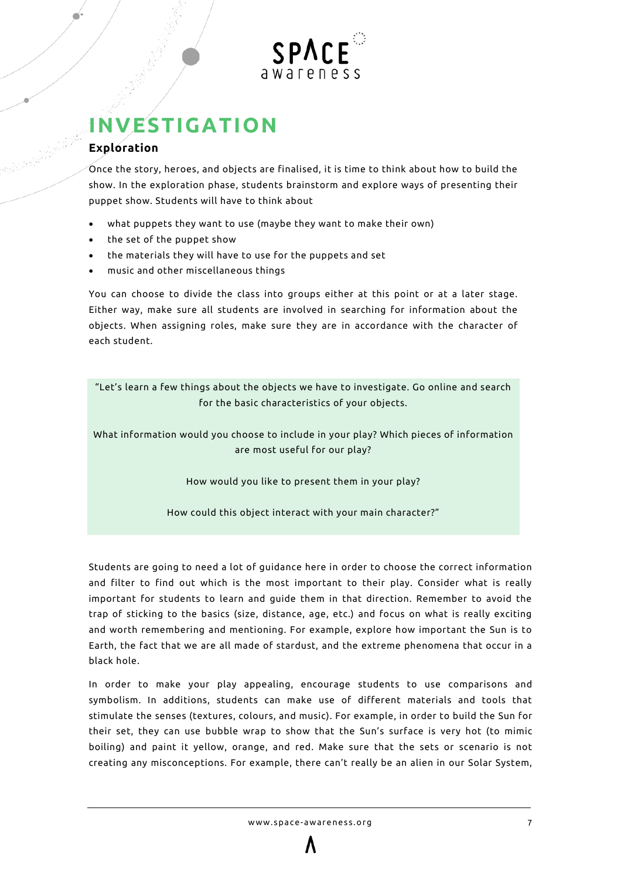# INVESTIGATION

## Exploration

Once the story, heroes, and objects are finalised, it is time to think about how to build the show. In the exploration phase, students brainstorm and explore ways of presenting their puppet show. Students will have to think about

- what puppets they want to use (maybe they want to make their own)
- the set of the puppet show
- the materials they will have to use for the puppets and set
- music and other miscellaneous things

You can choose to divide the class into groups either at this point or at a later stage. Either way, make sure all students are involved in searching for information about the objects. When assigning roles, make sure they are in accordance with the character of each student.

> "Let's learn a few things about the objects we have to investigate. Go online and search for the basic characteristics of your objects.
>
> What information would you choose to include in your play? Which pieces of information are most useful for our play?
>
> How would you like to present them in your play?
>
> How could this object interact with your main character?"

Students are going to need a lot of guidance here in order to choose the correct information and filter to find out which is the most important to their play. Consider what is really important for students to learn and guide them in that direction. Remember to avoid the trap of sticking to the basics (size, distance, age, etc.) and focus on what is really exciting and worth remembering and mentioning. For example, explore how important the Sun is to Earth, the fact that we are all made of stardust, and the extreme phenomena that occur in a black hole.

In order to make your play appealing, encourage students to use comparisons and symbolism. In additions, students can make use of different materials and tools that stimulate the senses (textures, colours, and music). For example, in order to build the Sun for their set, they can use bubble wrap to show that the Sun's surface is very hot (to mimic boiling) and paint it yellow, orange, and red. Make sure that the sets or scenario is not creating any misconceptions. For example, there can't really be an alien in our Solar System,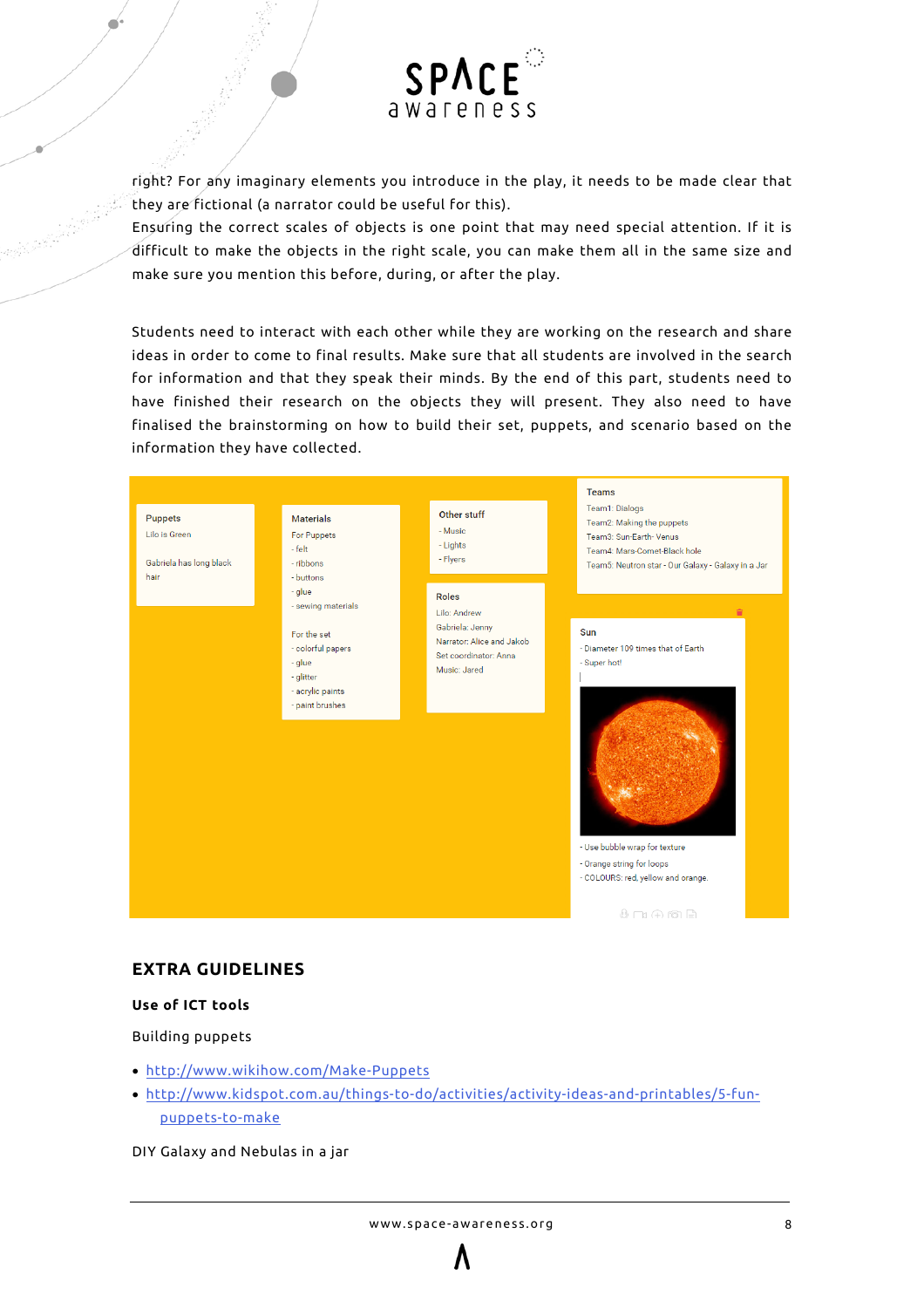right? For any imaginary elements you introduce in the play, it needs to be made clear that they are fictional (a narrator could be useful for this).
Ensuring the correct scales of objects is one point that may need special attention. If it is difficult to make the objects in the right scale, you can make them all in the same size and make sure you mention this before, during, or after the play.

Students need to interact with each other while they are working on the research and share ideas in order to come to final results. Make sure that all students are involved in the search for information and that they speak their minds. By the end of this part, students need to have finished their research on the objects they will present. They also need to have finalised the brainstorming on how to build their set, puppets, and scenario based on the information they have collected.

Puppets
Lilo is Green
Gabriela has long black hair

Materials
For Puppets
- felt
- ribbons
- buttons
- glue
- sewing materials

For the set
- colorful papers
- glue
- glitter
- acrylic paints
- paint brushes

Other stuff
- Music
- Lights
- Flyers

Roles
Lilo: Andrew
Gabriela: Jenny
Narrator: Alice and Jakob
Set coordinator: Anna
Music: Jared

Teams
Team1: Dialogs
Team2: Making the puppets
Team3: Sun-Earth- Venus
Team4: Mars-Comet-Black hole
Team5: Neutron star - Our Galaxy - Galaxy in a Jar

Sun
- Diameter 109 times that of Earth
- Super hot!
- Use bubble wrap for texture
- Orange string for loops
- COLOURS: red, yellow and orange.

## EXTRA GUIDELINES

### Use of ICT tools

Building puppets

- http://www.wikihow.com/Make-Puppets
- http://www.kidspot.com.au/things-to-do/activities/activity-ideas-and-printables/5-fun-puppets-to-make

DIY Galaxy and Nebulas in a jar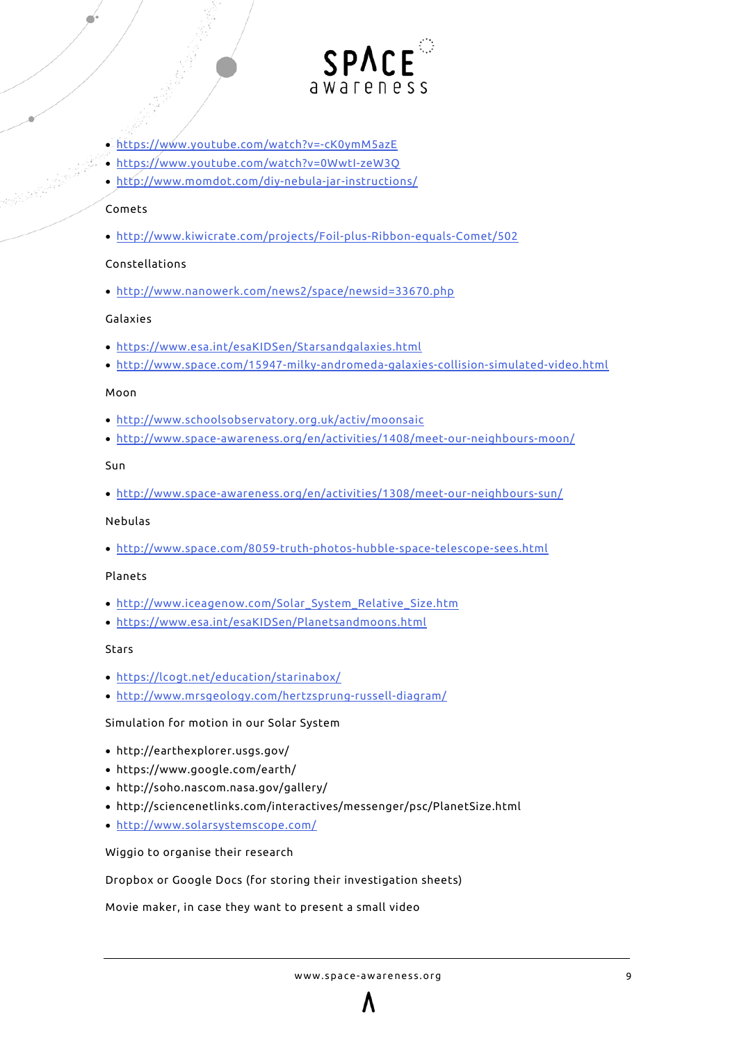- https://www.youtube.com/watch?v=-cK0ymM5azE
- https://www.youtube.com/watch?v=0WwtI-zeW3Q
- http://www.momdot.com/diy-nebula-jar-instructions/

Comets

- http://www.kiwicrate.com/projects/Foil-plus-Ribbon-equals-Comet/502

Constellations

- http://www.nanowerk.com/news2/space/newsid=33670.php

Galaxies

- https://www.esa.int/esaKIDSen/Starsandgalaxies.html
- http://www.space.com/15947-milky-andromeda-galaxies-collision-simulated-video.html

Moon

- http://www.schoolsobservatory.org.uk/activ/moonsaic
- http://www.space-awareness.org/en/activities/1408/meet-our-neighbours-moon/

Sun

- http://www.space-awareness.org/en/activities/1308/meet-our-neighbours-sun/

Nebulas

- http://www.space.com/8059-truth-photos-hubble-space-telescope-sees.html

Planets

- http://www.iceagenow.com/Solar_System_Relative_Size.htm
- https://www.esa.int/esaKIDSen/Planetsandmoons.html

Stars

- https://lcogt.net/education/starinabox/
- http://www.mrsgeology.com/hertzsprung-russell-diagram/

Simulation for motion in our Solar System

- http://earthexplorer.usgs.gov/
- https://www.google.com/earth/
- http://soho.nascom.nasa.gov/gallery/
- http://sciencenetlinks.com/interactives/messenger/psc/PlanetSize.html
- http://www.solarsystemscope.com/

Wiggio to organise their research

Dropbox or Google Docs (for storing their investigation sheets)

Movie maker, in case they want to present a small video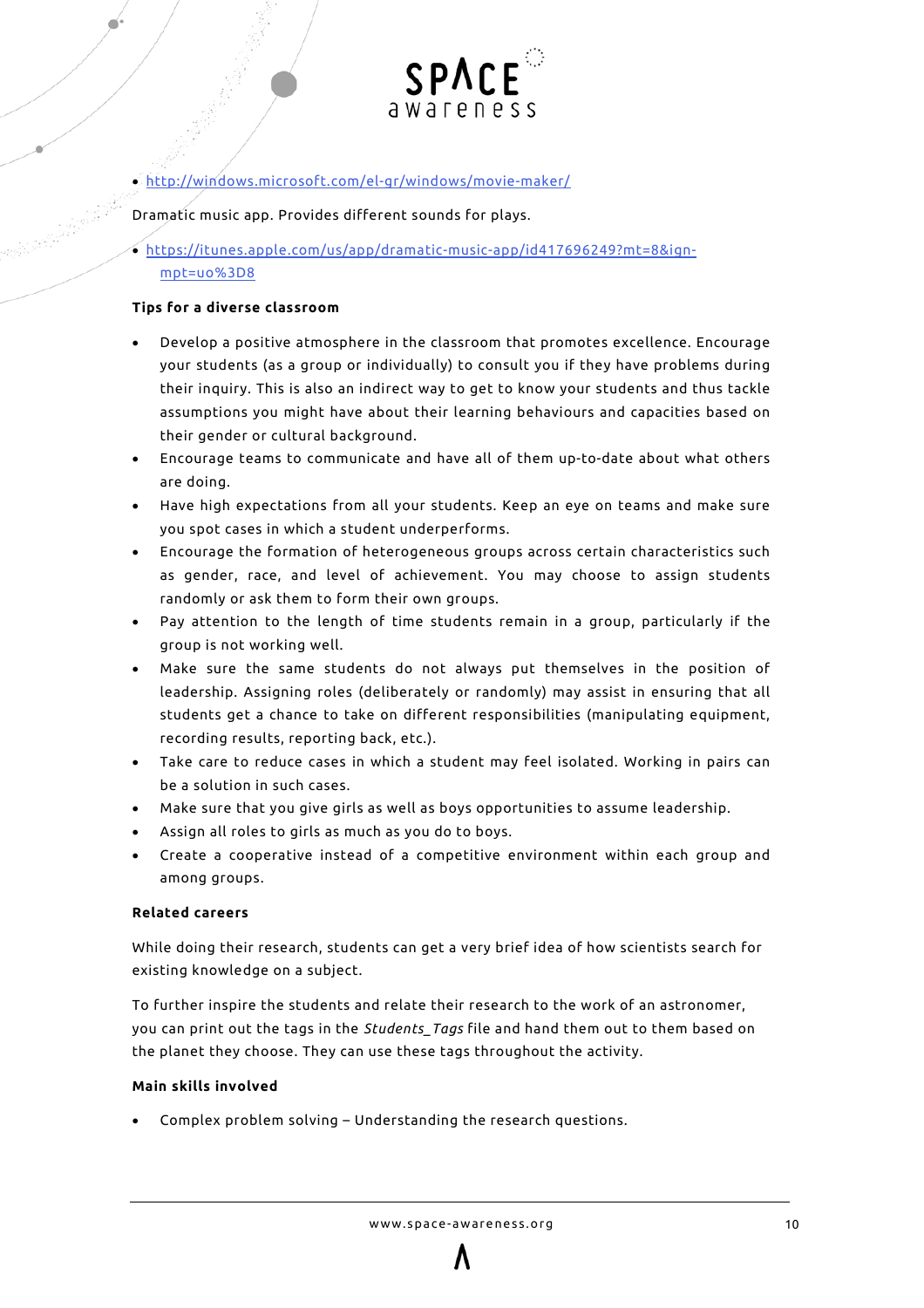- http://windows.microsoft.com/el-gr/windows/movie-maker/

Dramatic music app. Provides different sounds for plays.

- https://itunes.apple.com/us/app/dramatic-music-app/id417696249?mt=8&ign-mpt=uo%3D8

**Tips for a diverse classroom**

- Develop a positive atmosphere in the classroom that promotes excellence. Encourage your students (as a group or individually) to consult you if they have problems during their inquiry. This is also an indirect way to get to know your students and thus tackle assumptions you might have about their learning behaviours and capacities based on their gender or cultural background.
- Encourage teams to communicate and have all of them up-to-date about what others are doing.
- Have high expectations from all your students. Keep an eye on teams and make sure you spot cases in which a student underperforms.
- Encourage the formation of heterogeneous groups across certain characteristics such as gender, race, and level of achievement. You may choose to assign students randomly or ask them to form their own groups.
- Pay attention to the length of time students remain in a group, particularly if the group is not working well.
- Make sure the same students do not always put themselves in the position of leadership. Assigning roles (deliberately or randomly) may assist in ensuring that all students get a chance to take on different responsibilities (manipulating equipment, recording results, reporting back, etc.).
- Take care to reduce cases in which a student may feel isolated. Working in pairs can be a solution in such cases.
- Make sure that you give girls as well as boys opportunities to assume leadership.
- Assign all roles to girls as much as you do to boys.
- Create a cooperative instead of a competitive environment within each group and among groups.

**Related careers**

While doing their research, students can get a very brief idea of how scientists search for existing knowledge on a subject.

To further inspire the students and relate their research to the work of an astronomer, you can print out the tags in the *Students_Tags* file and hand them out to them based on the planet they choose. They can use these tags throughout the activity.

**Main skills involved**

- Complex problem solving – Understanding the research questions.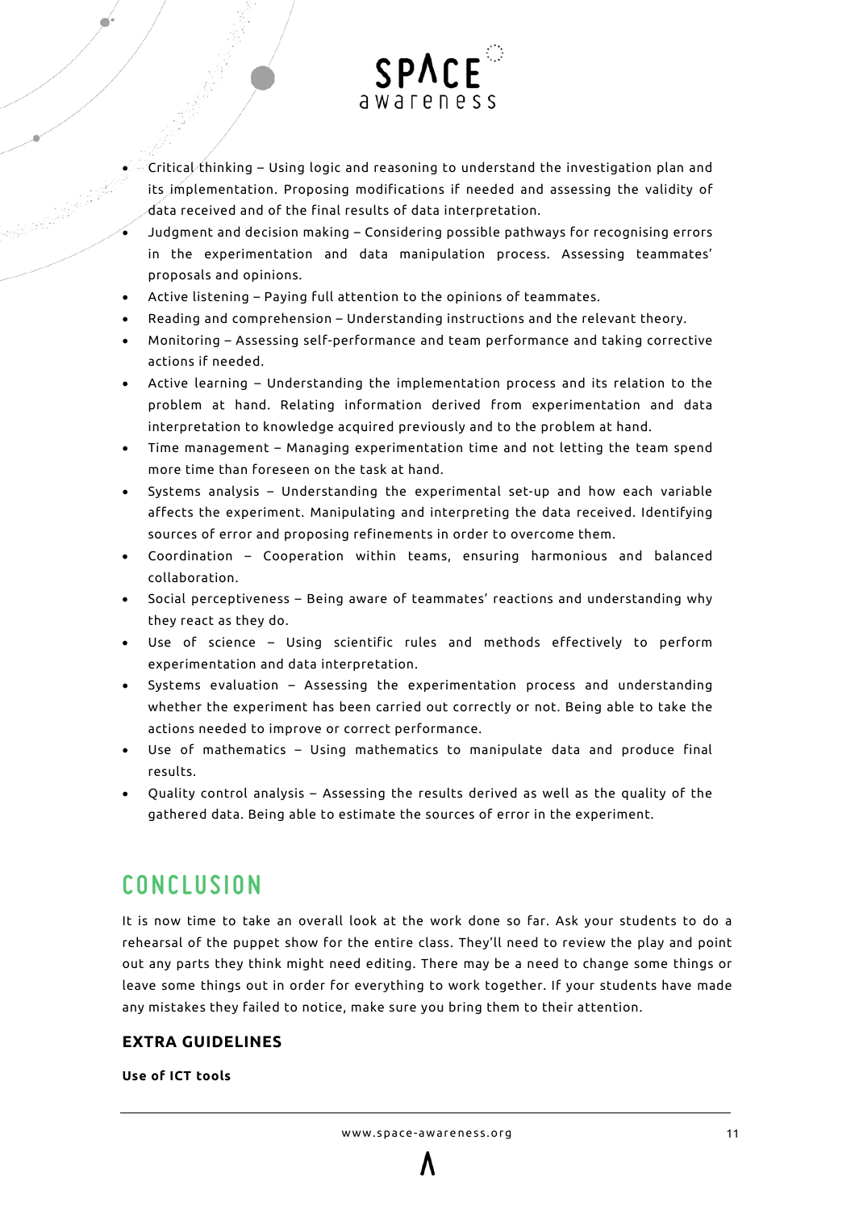- Critical thinking – Using logic and reasoning to understand the investigation plan and its implementation. Proposing modifications if needed and assessing the validity of data received and of the final results of data interpretation.
- Judgment and decision making – Considering possible pathways for recognising errors in the experimentation and data manipulation process. Assessing teammates' proposals and opinions.
- Active listening – Paying full attention to the opinions of teammates.
- Reading and comprehension – Understanding instructions and the relevant theory.
- Monitoring – Assessing self-performance and team performance and taking corrective actions if needed.
- Active learning – Understanding the implementation process and its relation to the problem at hand. Relating information derived from experimentation and data interpretation to knowledge acquired previously and to the problem at hand.
- Time management – Managing experimentation time and not letting the team spend more time than foreseen on the task at hand.
- Systems analysis – Understanding the experimental set-up and how each variable affects the experiment. Manipulating and interpreting the data received. Identifying sources of error and proposing refinements in order to overcome them.
- Coordination – Cooperation within teams, ensuring harmonious and balanced collaboration.
- Social perceptiveness – Being aware of teammates' reactions and understanding why they react as they do.
- Use of science – Using scientific rules and methods effectively to perform experimentation and data interpretation.
- Systems evaluation – Assessing the experimentation process and understanding whether the experiment has been carried out correctly or not. Being able to take the actions needed to improve or correct performance.
- Use of mathematics – Using mathematics to manipulate data and produce final results.
- Quality control analysis – Assessing the results derived as well as the quality of the gathered data. Being able to estimate the sources of error in the experiment.

# CONCLUSION

It is now time to take an overall look at the work done so far. Ask your students to do a rehearsal of the puppet show for the entire class. They'll need to review the play and point out any parts they think might need editing. There may be a need to change some things or leave some things out in order for everything to work together. If your students have made any mistakes they failed to notice, make sure you bring them to their attention.

### EXTRA GUIDELINES

**Use of ICT tools**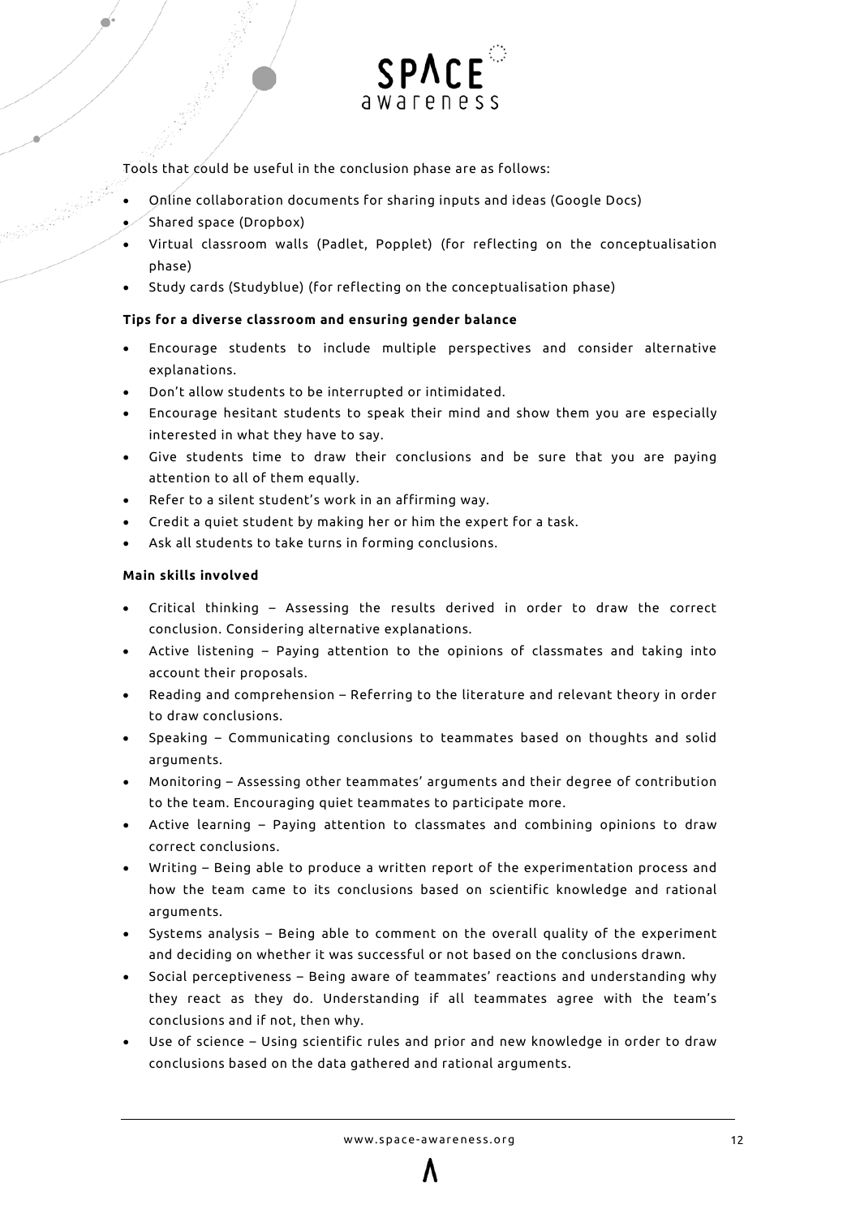Tools that could be useful in the conclusion phase are as follows:

- Online collaboration documents for sharing inputs and ideas (Google Docs)
- Shared space (Dropbox)
- Virtual classroom walls (Padlet, Popplet) (for reflecting on the conceptualisation phase)
- Study cards (Studyblue) (for reflecting on the conceptualisation phase)

**Tips for a diverse classroom and ensuring gender balance**

- Encourage students to include multiple perspectives and consider alternative explanations.
- Don't allow students to be interrupted or intimidated.
- Encourage hesitant students to speak their mind and show them you are especially interested in what they have to say.
- Give students time to draw their conclusions and be sure that you are paying attention to all of them equally.
- Refer to a silent student's work in an affirming way.
- Credit a quiet student by making her or him the expert for a task.
- Ask all students to take turns in forming conclusions.

**Main skills involved**

- Critical thinking – Assessing the results derived in order to draw the correct conclusion. Considering alternative explanations.
- Active listening – Paying attention to the opinions of classmates and taking into account their proposals.
- Reading and comprehension – Referring to the literature and relevant theory in order to draw conclusions.
- Speaking – Communicating conclusions to teammates based on thoughts and solid arguments.
- Monitoring – Assessing other teammates' arguments and their degree of contribution to the team. Encouraging quiet teammates to participate more.
- Active learning – Paying attention to classmates and combining opinions to draw correct conclusions.
- Writing – Being able to produce a written report of the experimentation process and how the team came to its conclusions based on scientific knowledge and rational arguments.
- Systems analysis – Being able to comment on the overall quality of the experiment and deciding on whether it was successful or not based on the conclusions drawn.
- Social perceptiveness – Being aware of teammates' reactions and understanding why they react as they do. Understanding if all teammates agree with the team's conclusions and if not, then why.
- Use of science – Using scientific rules and prior and new knowledge in order to draw conclusions based on the data gathered and rational arguments.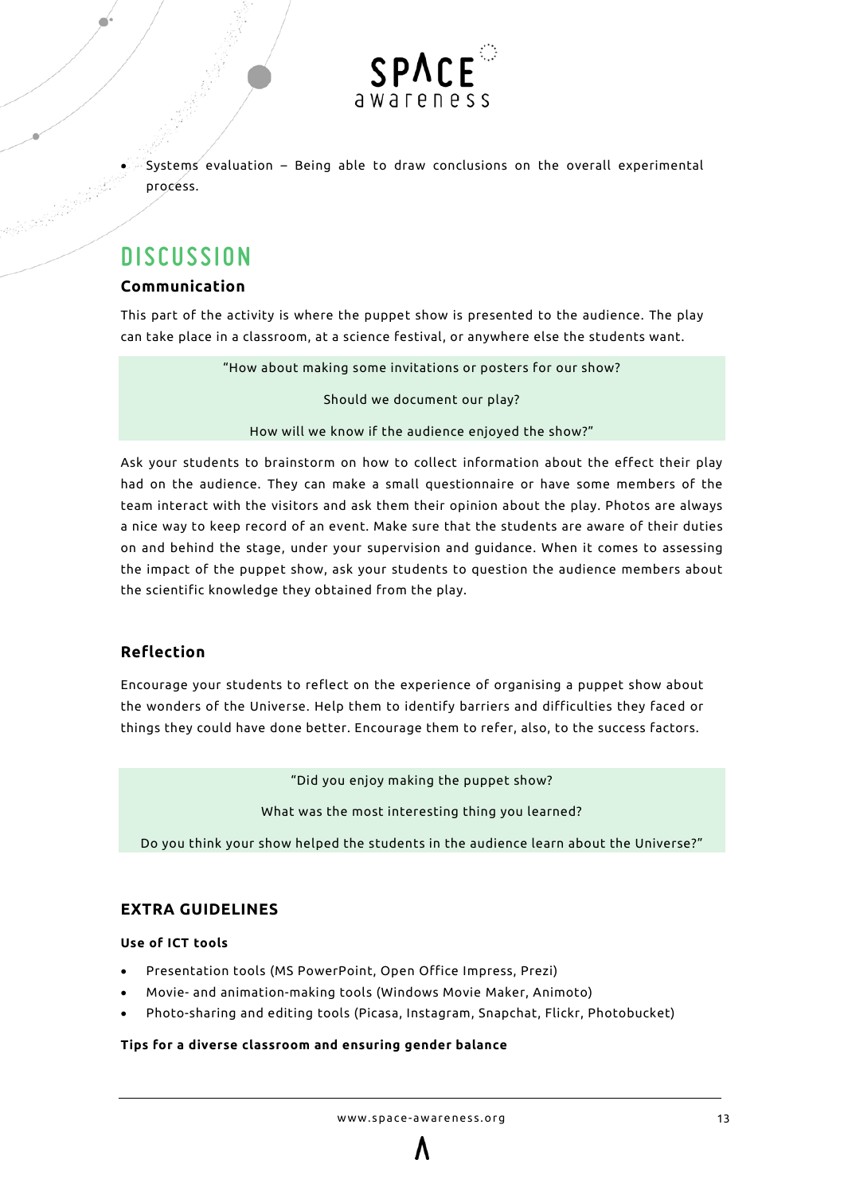- Systems evaluation – Being able to draw conclusions on the overall experimental process.

## DISCUSSION

### Communication

This part of the activity is where the puppet show is presented to the audience. The play can take place in a classroom, at a science festival, or anywhere else the students want.

> "How about making some invitations or posters for our show?
>
> Should we document our play?
>
> How will we know if the audience enjoyed the show?"

Ask your students to brainstorm on how to collect information about the effect their play had on the audience. They can make a small questionnaire or have some members of the team interact with the visitors and ask them their opinion about the play. Photos are always a nice way to keep record of an event. Make sure that the students are aware of their duties on and behind the stage, under your supervision and guidance. When it comes to assessing the impact of the puppet show, ask your students to question the audience members about the scientific knowledge they obtained from the play.

### Reflection

Encourage your students to reflect on the experience of organising a puppet show about the wonders of the Universe. Help them to identify barriers and difficulties they faced or things they could have done better. Encourage them to refer, also, to the success factors.

> "Did you enjoy making the puppet show?
>
> What was the most interesting thing you learned?
>
> Do you think your show helped the students in the audience learn about the Universe?"

### EXTRA GUIDELINES

#### Use of ICT tools

- Presentation tools (MS PowerPoint, Open Office Impress, Prezi)
- Movie- and animation-making tools (Windows Movie Maker, Animoto)
- Photo-sharing and editing tools (Picasa, Instagram, Snapchat, Flickr, Photobucket)

#### Tips for a diverse classroom and ensuring gender balance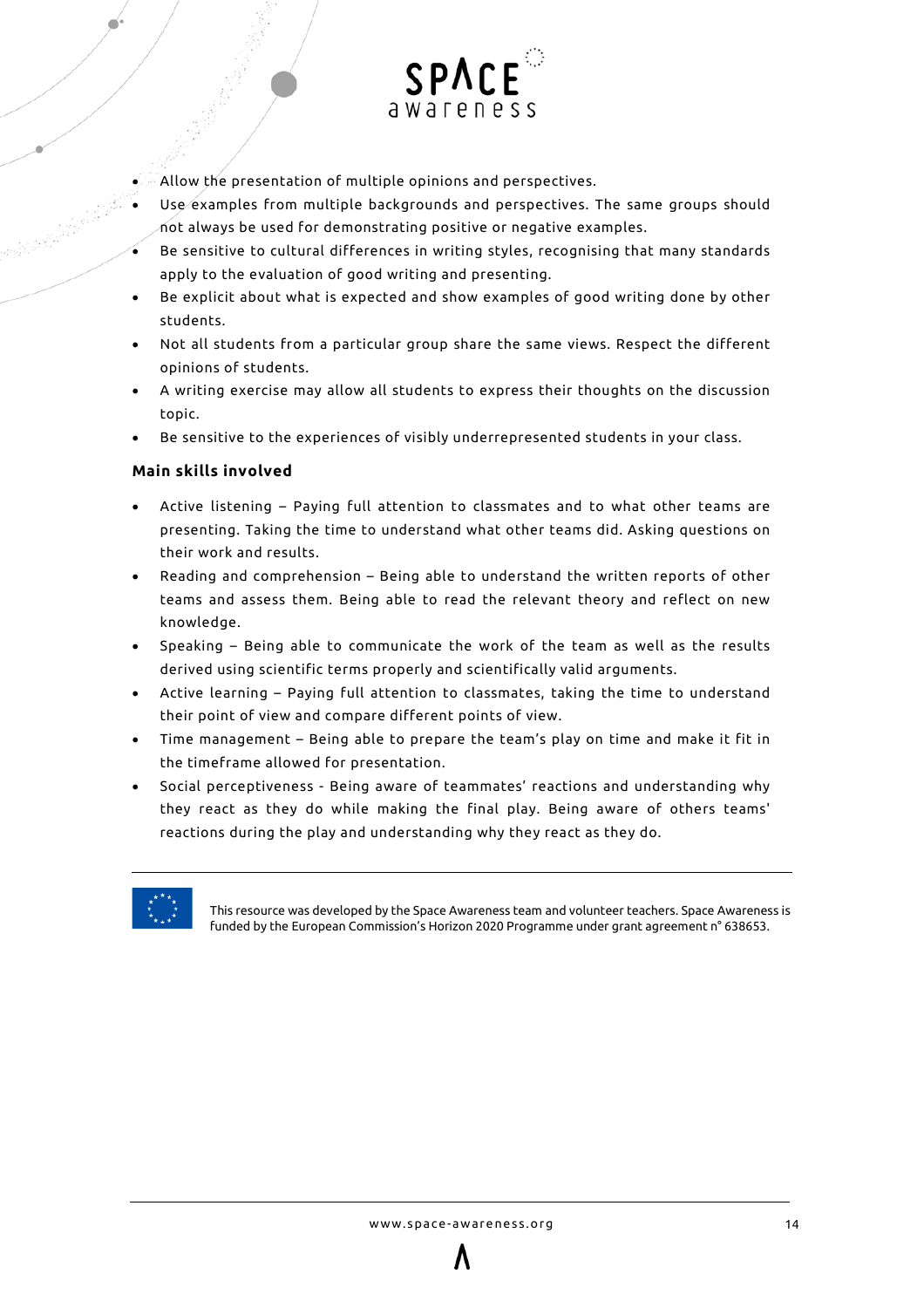- Allow the presentation of multiple opinions and perspectives.
- Use examples from multiple backgrounds and perspectives. The same groups should not always be used for demonstrating positive or negative examples.
- Be sensitive to cultural differences in writing styles, recognising that many standards apply to the evaluation of good writing and presenting.
- Be explicit about what is expected and show examples of good writing done by other students.
- Not all students from a particular group share the same views. Respect the different opinions of students.
- A writing exercise may allow all students to express their thoughts on the discussion topic.
- Be sensitive to the experiences of visibly underrepresented students in your class.

**Main skills involved**

- Active listening – Paying full attention to classmates and to what other teams are presenting. Taking the time to understand what other teams did. Asking questions on their work and results.
- Reading and comprehension – Being able to understand the written reports of other teams and assess them. Being able to read the relevant theory and reflect on new knowledge.
- Speaking – Being able to communicate the work of the team as well as the results derived using scientific terms properly and scientifically valid arguments.
- Active learning – Paying full attention to classmates, taking the time to understand their point of view and compare different points of view.
- Time management – Being able to prepare the team's play on time and make it fit in the timeframe allowed for presentation.
- Social perceptiveness - Being aware of teammates' reactions and understanding why they react as they do while making the final play. Being aware of others teams' reactions during the play and understanding why they react as they do.

This resource was developed by the Space Awareness team and volunteer teachers. Space Awareness is funded by the European Commission's Horizon 2020 Programme under grant agreement n° 638653.